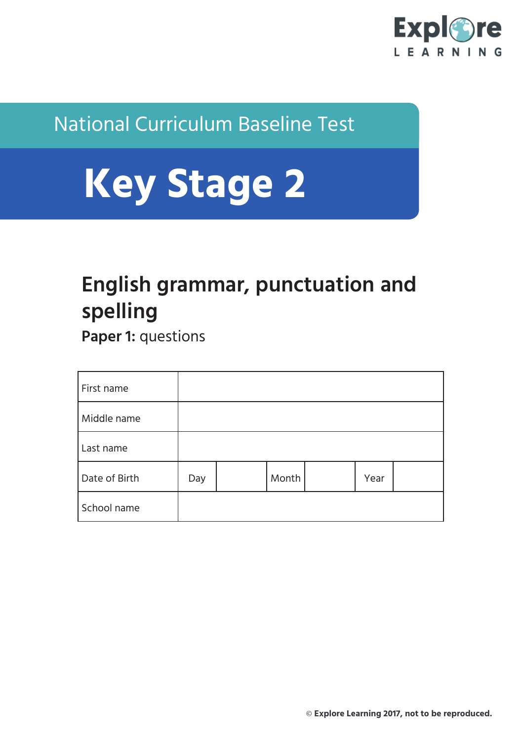Explore LEARNING

National Curriculum Baseline Test

# Key Stage 2

## English grammar, punctuation and spelling

**Paper 1:** questions

| First name | | | | | | |
|---|---|---|---|---|---|---|
| Middle name | | | | | | |
| Last name | | | | | | |
| Date of Birth | Day | | Month | | Year | |
| School name | | | | | | |

© **Explore Learning 2017, not to be reproduced.**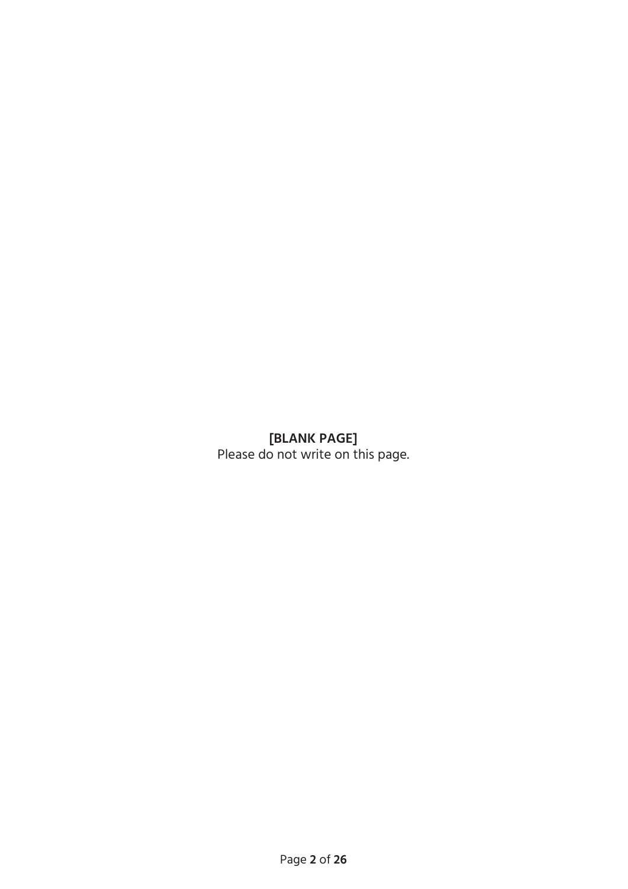**[BLANK PAGE]**
Please do not write on this page.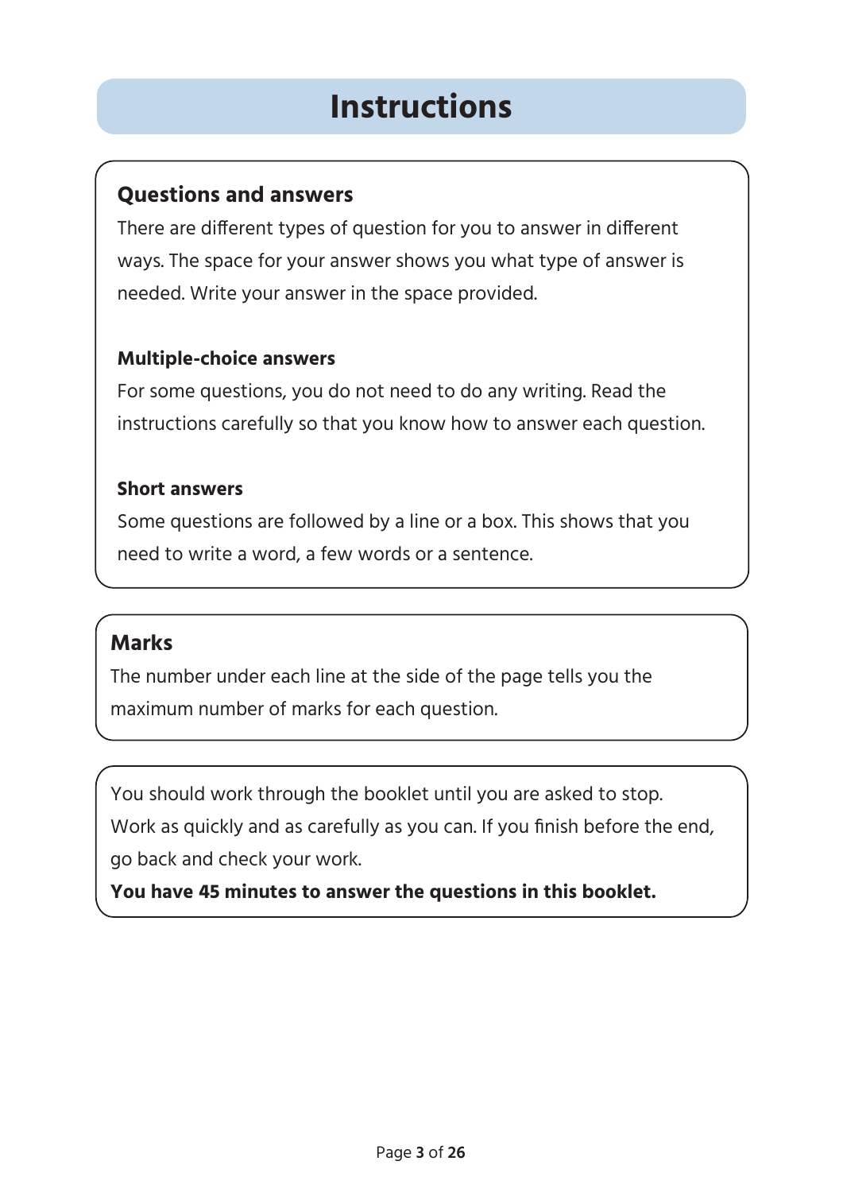# Instructions

## Questions and answers

There are different types of question for you to answer in different ways. The space for your answer shows you what type of answer is needed. Write your answer in the space provided.

### Multiple-choice answers

For some questions, you do not need to do any writing. Read the instructions carefully so that you know how to answer each question.

### Short answers

Some questions are followed by a line or a box. This shows that you need to write a word, a few words or a sentence.

## Marks

The number under each line at the side of the page tells you the maximum number of marks for each question.

You should work through the booklet until you are asked to stop.
Work as quickly and as carefully as you can. If you finish before the end, go back and check your work.
**You have 45 minutes to answer the questions in this booklet.**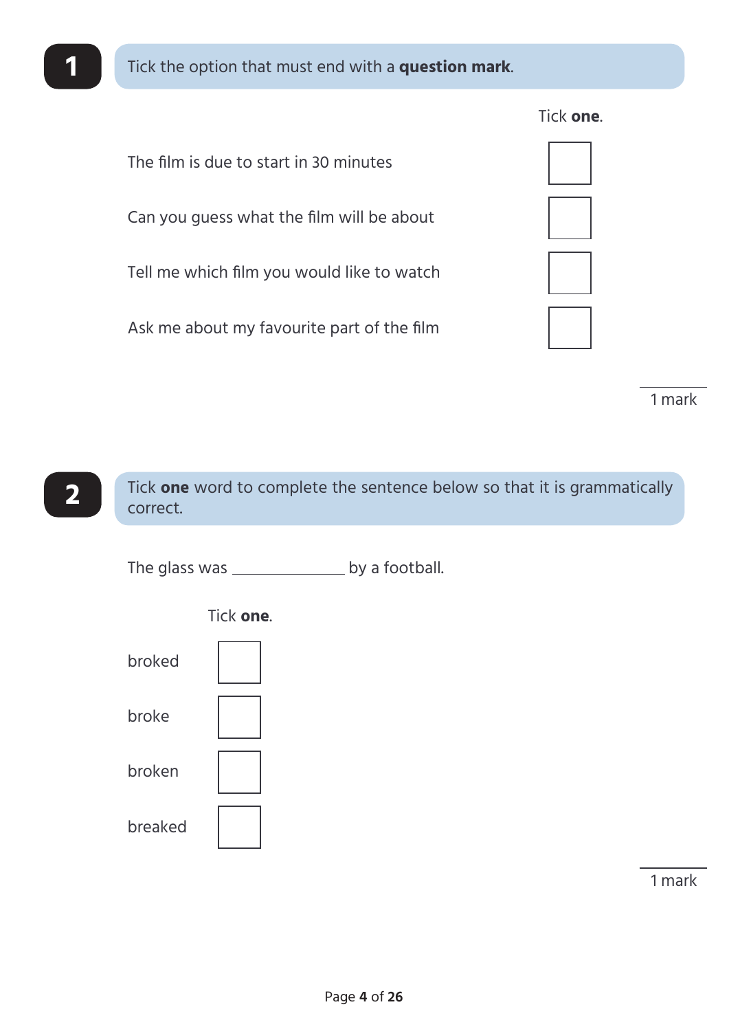**1** Tick the option that must end with a **question mark**.

Tick **one**.

| | |
|---|---|
| The film is due to start in 30 minutes | ☐ |
| Can you guess what the film will be about | ☐ |
| Tell me which film you would like to watch | ☐ |
| Ask me about my favourite part of the film | ☐ |

1 mark

**2** Tick **one** word to complete the sentence below so that it is grammatically correct.

The glass was ____________ by a football.

Tick **one**.

| | |
|---|---|
| broked | ☐ |
| broke | ☐ |
| broken | ☐ |
| breaked | ☐ |

1 mark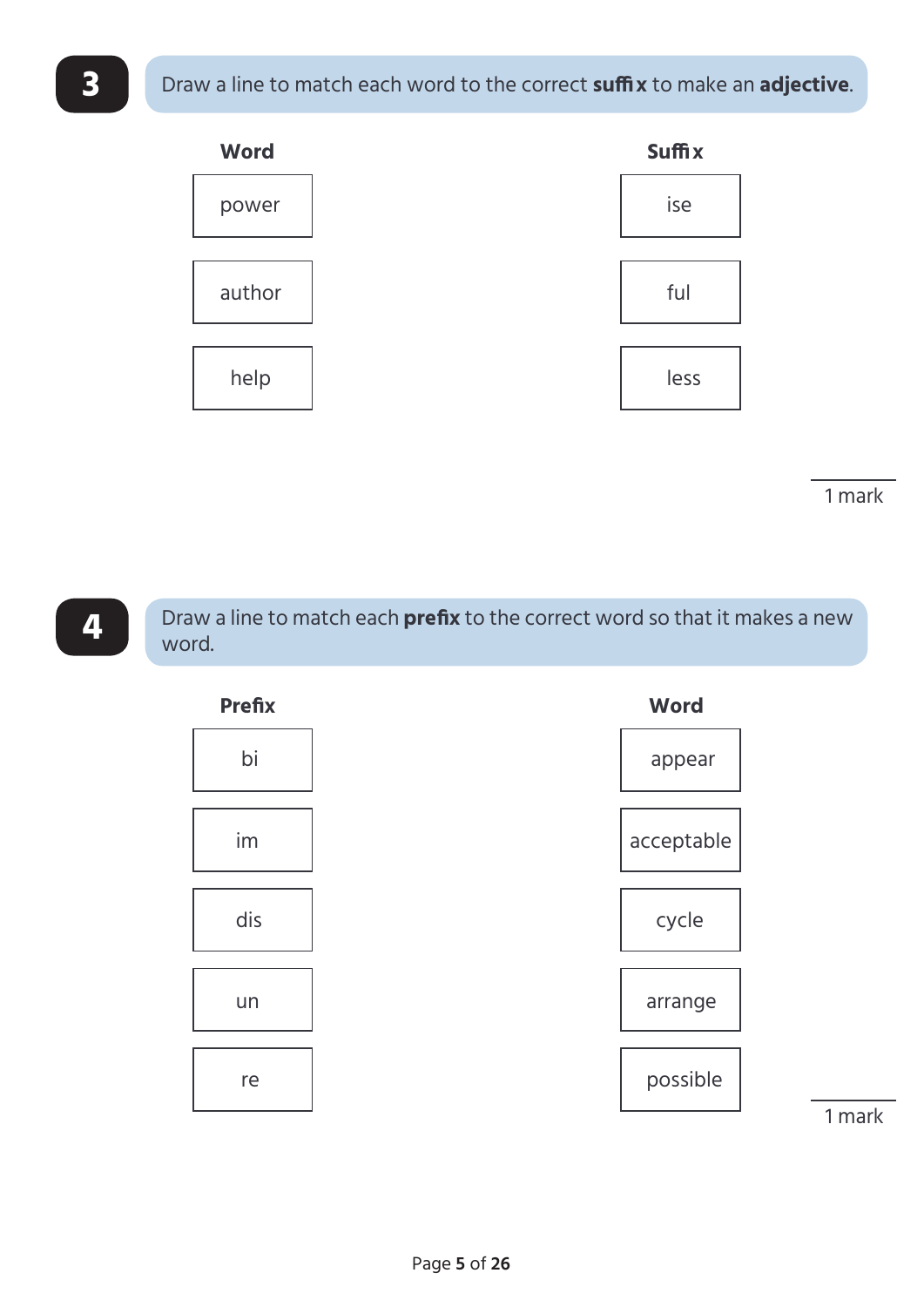**3** Draw a line to match each word to the correct **suffix** to make an **adjective**.

| Word | Suffix |
| --- | --- |
| power | ise |
| author | ful |
| help | less |

1 mark

**4** Draw a line to match each **prefix** to the correct word so that it makes a new word.

| Prefix | Word |
| --- | --- |
| bi | appear |
| im | acceptable |
| dis | cycle |
| un | arrange |
| re | possible |

1 mark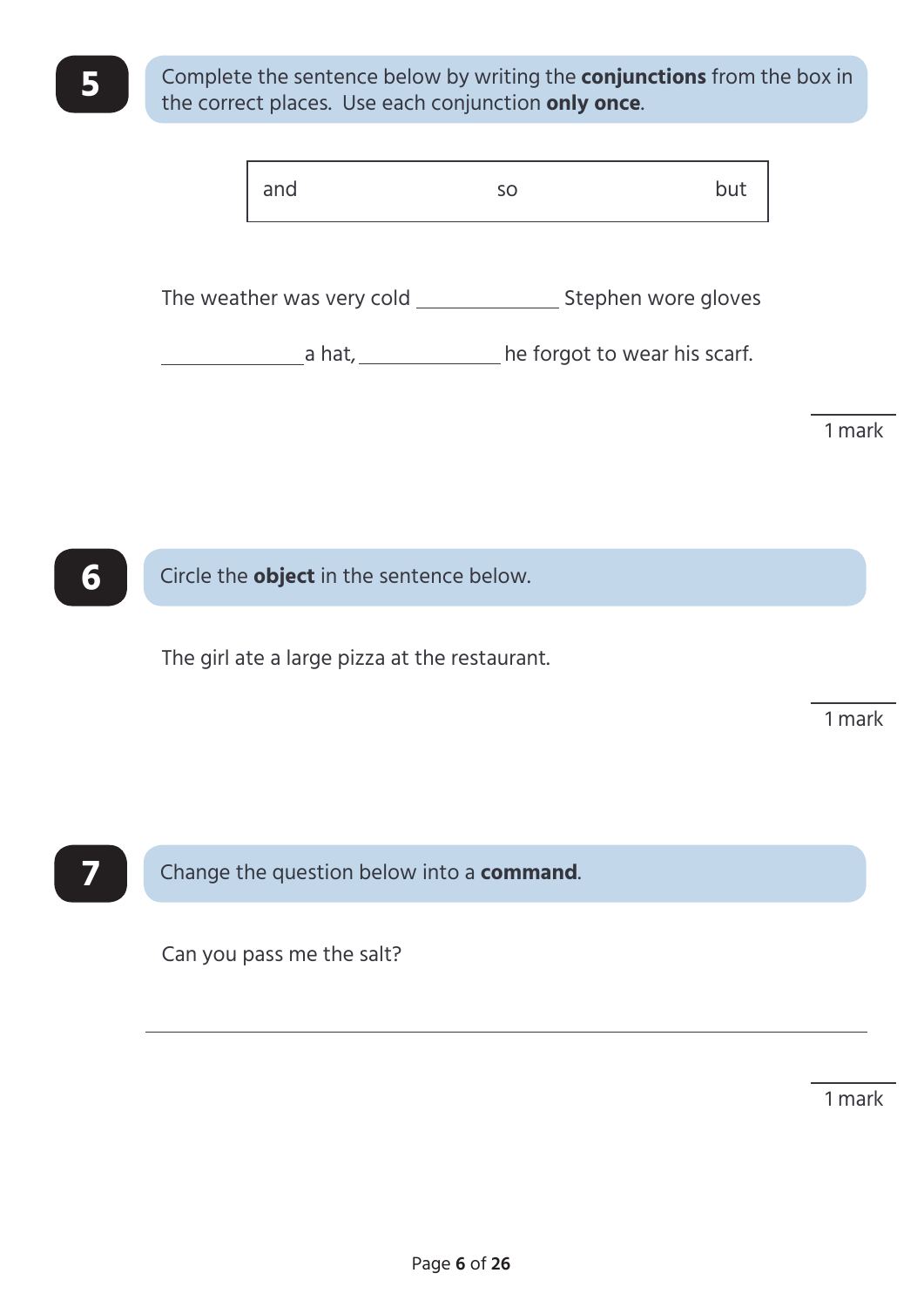**5** Complete the sentence below by writing the **conjunctions** from the box in the correct places. Use each conjunction **only once**.

| and | so | but |
|---|---|---|

The weather was very cold ______________ Stephen wore gloves ______________ a hat, ______________ he forgot to wear his scarf.

1 mark

**6** Circle the **object** in the sentence below.

The girl ate a large pizza at the restaurant.

1 mark

**7** Change the question below into a **command**.

Can you pass me the salt?

______________________________________________

1 mark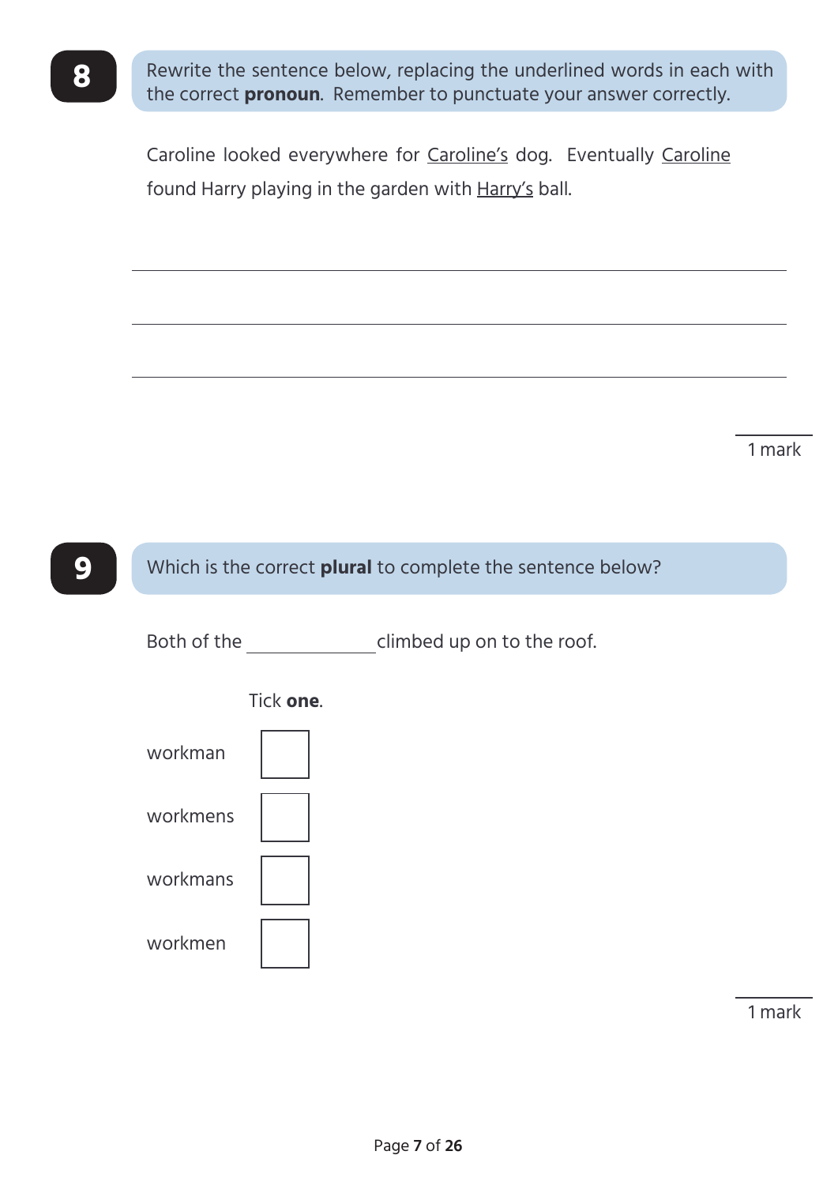**8**

Rewrite the sentence below, replacing the underlined words in each with the correct **pronoun**. Remember to punctuate your answer correctly.

Caroline looked everywhere for <u>Caroline's</u> dog. Eventually <u>Caroline</u> found Harry playing in the garden with <u>Harry's</u> ball.

______________________________________________________________

______________________________________________________________

______________________________________________________________

1 mark

**9**

Which is the correct **plural** to complete the sentence below?

Both of the ______________ climbed up on to the roof.

Tick **one**.

| | |
|---|---|
| workman | ☐ |
| workmens | ☐ |
| workmans | ☐ |
| workmen | ☐ |

1 mark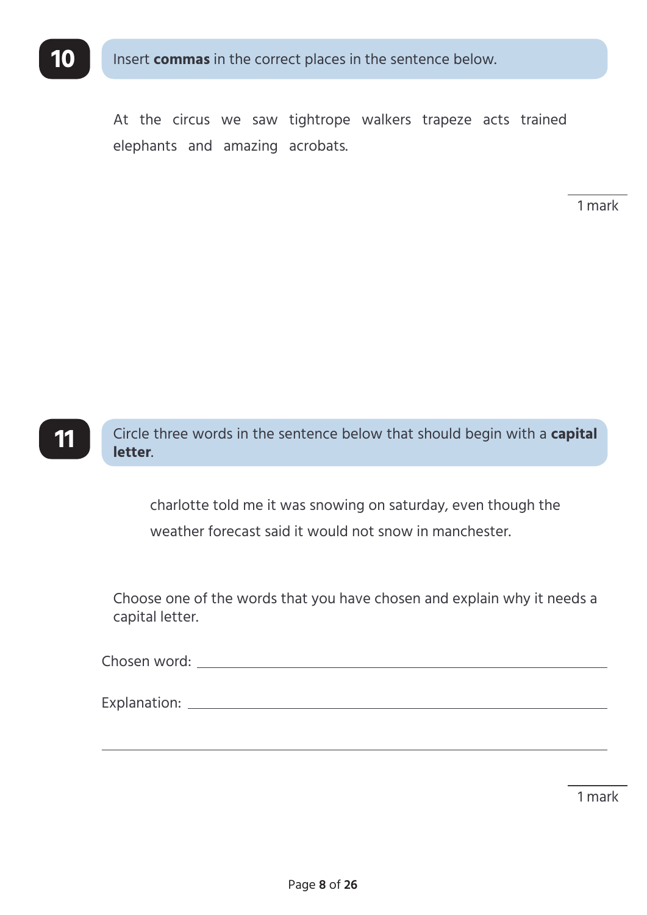**10**

Insert **commas** in the correct places in the sentence below.

At the circus we saw tightrope walkers trapeze acts trained elephants and amazing acrobats.

1 mark

**11**

Circle three words in the sentence below that should begin with a **capital letter**.

charlotte told me it was snowing on saturday, even though the weather forecast said it would not snow in manchester.

Choose one of the words that you have chosen and explain why it needs a capital letter.

Chosen word: ____________________________________________

Explanation: ____________________________________________

__________________________________________________________

1 mark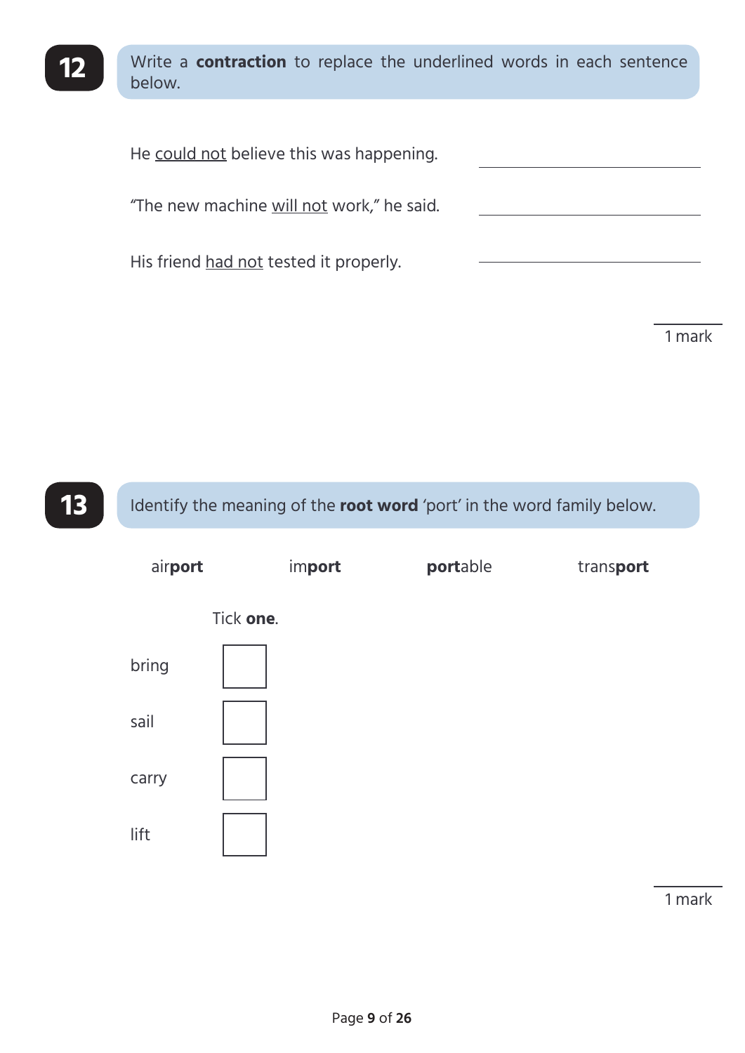**12**

Write a **contraction** to replace the underlined words in each sentence below.

He <u>could not</u> believe this was happening. ______________________

"The new machine <u>will not</u> work," he said. ______________________

His friend <u>had not</u> tested it properly. ______________________

1 mark

**13**

Identify the meaning of the **root word** 'port' in the word family below.

air**port** im**port** **port**able trans**port**

Tick **one**.

bring ☐

sail ☐

carry ☐

lift ☐

1 mark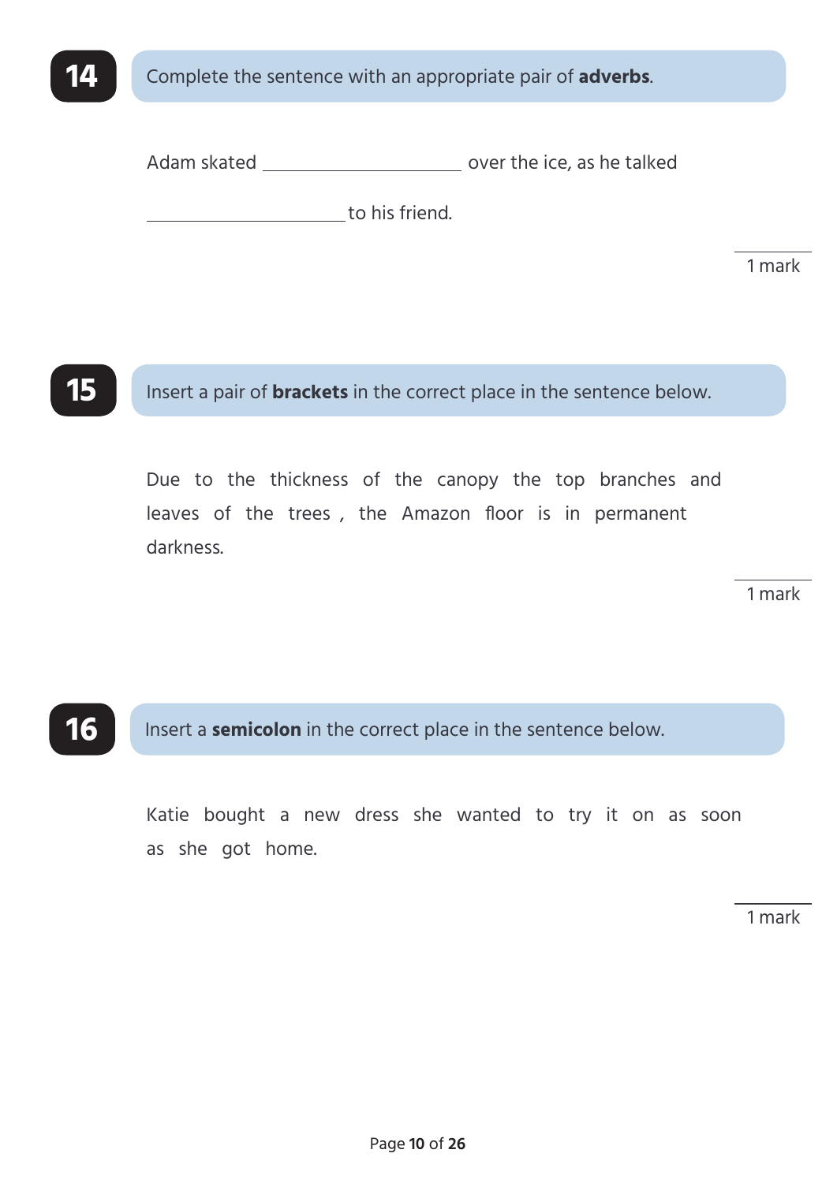## 14

Complete the sentence with an appropriate pair of **adverbs**.

Adam skated ____________________ over the ice, as he talked

____________________ to his friend.

1 mark

## 15

Insert a pair of **brackets** in the correct place in the sentence below.

Due to the thickness of the canopy the top branches and leaves of the trees , the Amazon floor is in permanent darkness.

1 mark

## 16

Insert a **semicolon** in the correct place in the sentence below.

Katie bought a new dress she wanted to try it on as soon as she got home.

1 mark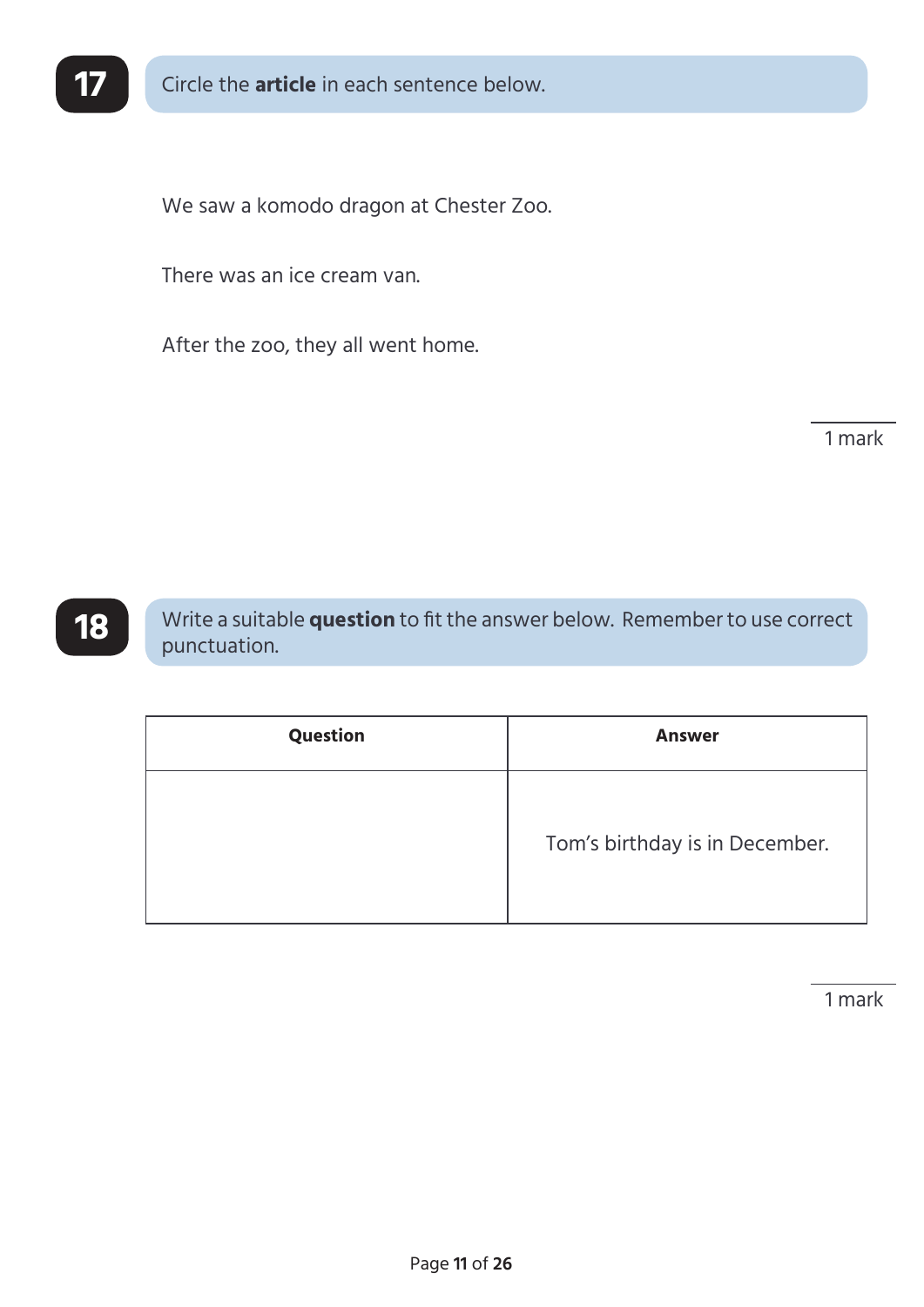**17** Circle the **article** in each sentence below.

We saw a komodo dragon at Chester Zoo.

There was an ice cream van.

After the zoo, they all went home.

1 mark

**18** Write a suitable **question** to fit the answer below. Remember to use correct punctuation.

| Question | Answer |
| --- | --- |
| | Tom’s birthday is in December. |

1 mark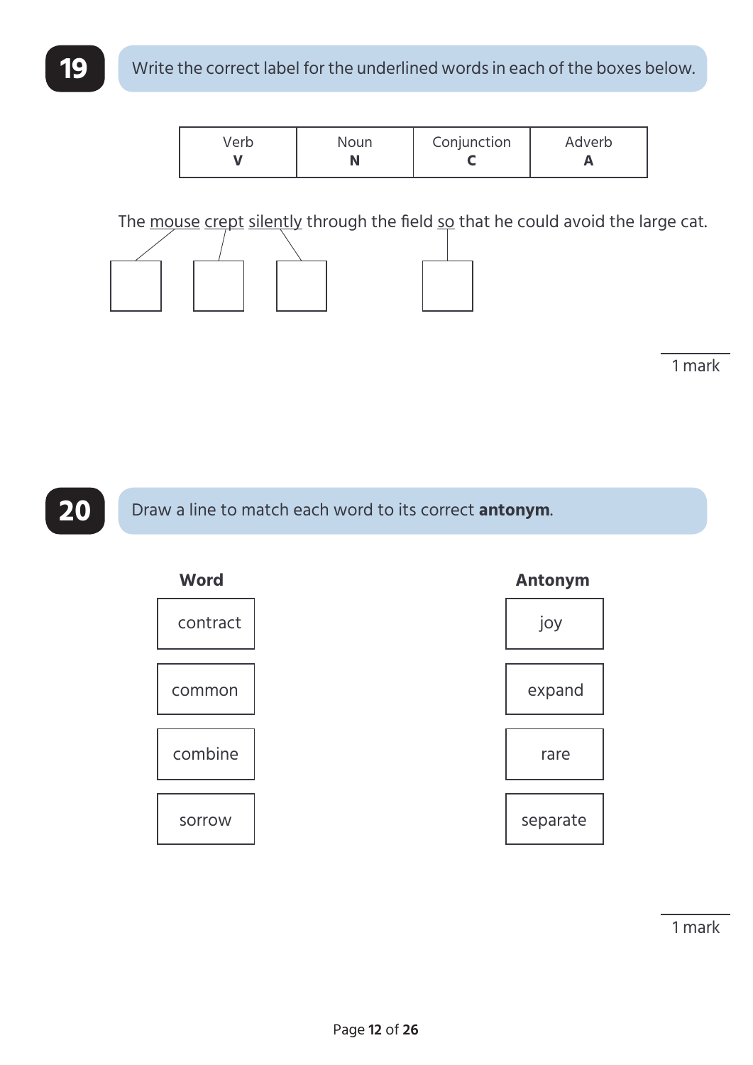## 19

Write the correct label for the underlined words in each of the boxes below.

| Verb | Noun | Conjunction | Adverb |
|---|---|---|---|
| **V** | **N** | **C** | **A** |

The <u>mouse</u> <u>crept</u> <u>silently</u> through the field <u>so</u> that he could avoid the large cat.

☐ ☐ ☐ ☐

1 mark

## 20

Draw a line to match each word to its correct **antonym**.

| **Word** | **Antonym** |
|---|---|
| contract | joy |
| common | expand |
| combine | rare |
| sorrow | separate |

1 mark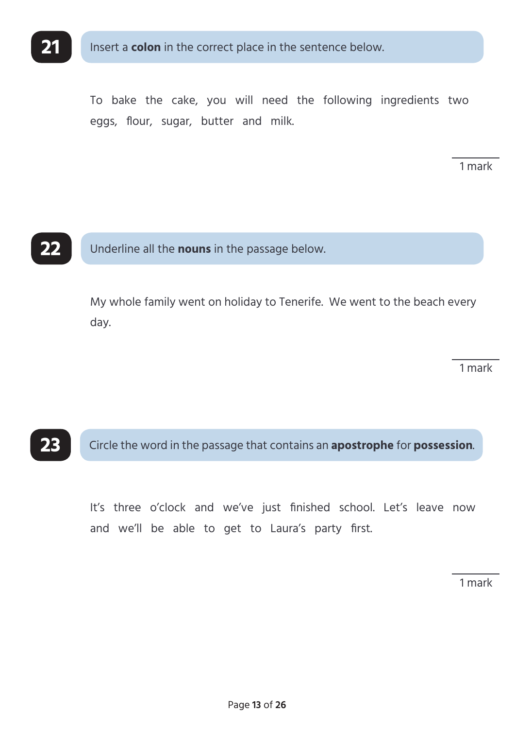## 21

Insert a **colon** in the correct place in the sentence below.

To bake the cake, you will need the following ingredients two eggs, flour, sugar, butter and milk.

1 mark

## 22

Underline all the **nouns** in the passage below.

My whole family went on holiday to Tenerife. We went to the beach every day.

1 mark

## 23

Circle the word in the passage that contains an **apostrophe** for **possession**.

It's three o'clock and we've just finished school. Let's leave now and we'll be able to get to Laura's party first.

1 mark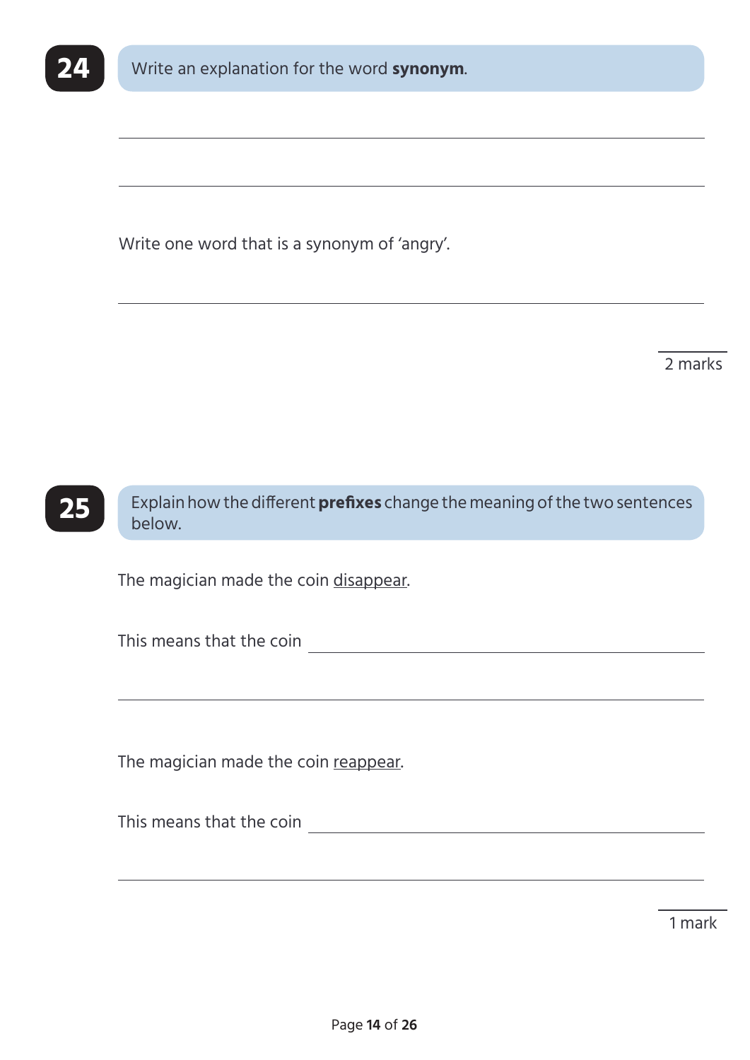**24** Write an explanation for the word **synonym**.

\_\_\_\_\_\_\_\_\_\_\_\_\_\_\_\_\_\_\_\_\_\_\_\_\_\_\_\_\_\_\_\_\_\_\_\_\_\_\_\_

\_\_\_\_\_\_\_\_\_\_\_\_\_\_\_\_\_\_\_\_\_\_\_\_\_\_\_\_\_\_\_\_\_\_\_\_\_\_\_\_

Write one word that is a synonym of 'angry'.

\_\_\_\_\_\_\_\_\_\_\_\_\_\_\_\_\_\_\_\_\_\_\_\_\_\_\_\_\_\_\_\_\_\_\_\_\_\_\_\_

2 marks

**25** Explain how the different **prefixes** change the meaning of the two sentences below.

The magician made the coin <u>disappear</u>.

This means that the coin \_\_\_\_\_\_\_\_\_\_\_\_\_\_\_\_\_\_\_\_\_\_\_\_\_\_\_\_\_\_\_\_

\_\_\_\_\_\_\_\_\_\_\_\_\_\_\_\_\_\_\_\_\_\_\_\_\_\_\_\_\_\_\_\_\_\_\_\_\_\_\_\_

The magician made the coin <u>reappear</u>.

This means that the coin \_\_\_\_\_\_\_\_\_\_\_\_\_\_\_\_\_\_\_\_\_\_\_\_\_\_\_\_\_\_\_\_

\_\_\_\_\_\_\_\_\_\_\_\_\_\_\_\_\_\_\_\_\_\_\_\_\_\_\_\_\_\_\_\_\_\_\_\_\_\_\_\_

1 mark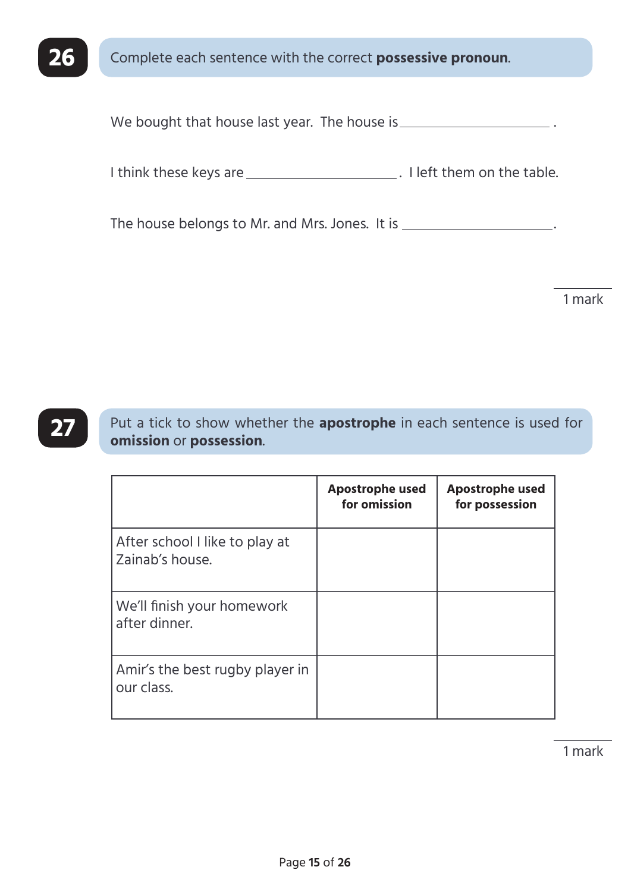## 26

Complete each sentence with the correct **possessive pronoun**.

We bought that house last year. The house is ____________________ .

I think these keys are ____________________ . I left them on the table.

The house belongs to Mr. and Mrs. Jones. It is ____________________.

1 mark

## 27

Put a tick to show whether the **apostrophe** in each sentence is used for **omission** or **possession**.

| | **Apostrophe used for omission** | **Apostrophe used for possession** |
|---|---|---|
| After school I like to play at Zainab's house. | | |
| We'll finish your homework after dinner. | | |
| Amir's the best rugby player in our class. | | |

1 mark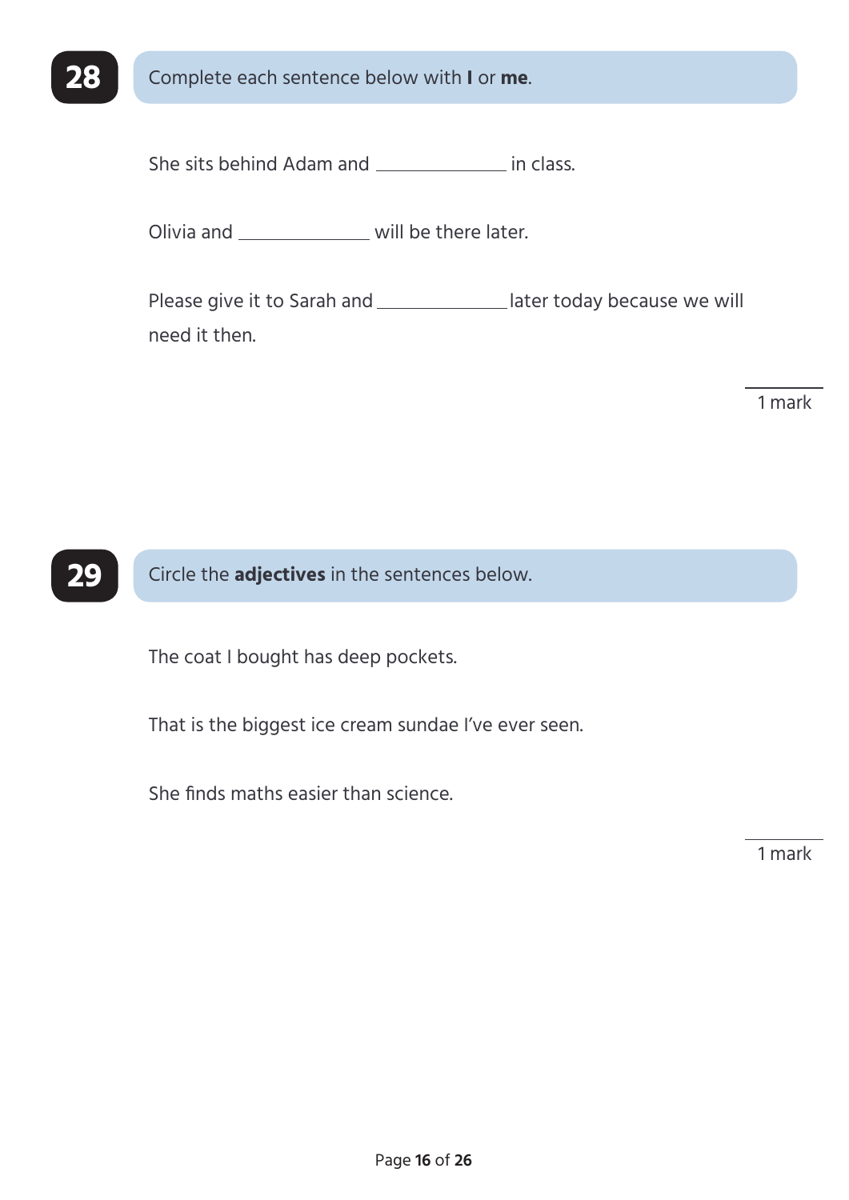**28** Complete each sentence below with **I** or **me**.

She sits behind Adam and ______________ in class.

Olivia and ______________ will be there later.

Please give it to Sarah and ______________ later today because we will need it then.

1 mark

**29** Circle the **adjectives** in the sentences below.

The coat I bought has deep pockets.

That is the biggest ice cream sundae I've ever seen.

She finds maths easier than science.

1 mark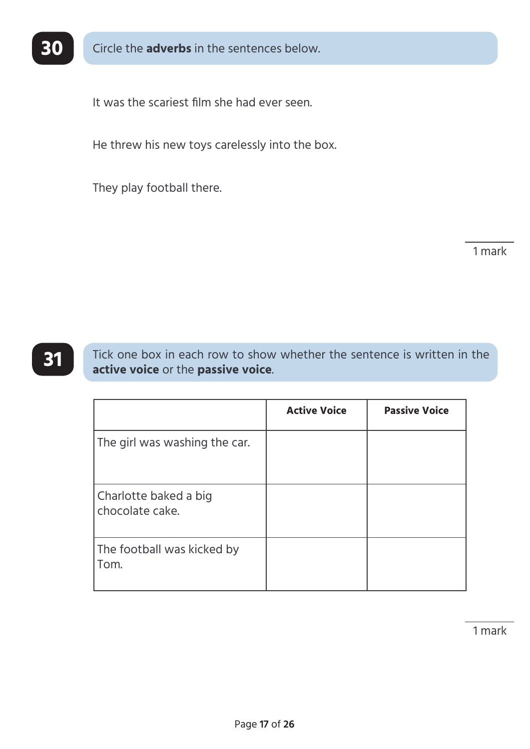**30** Circle the **adverbs** in the sentences below.

It was the scariest film she had ever seen.

He threw his new toys carelessly into the box.

They play football there.

1 mark

**31** Tick one box in each row to show whether the sentence is written in the **active voice** or the **passive voice**.

| | **Active Voice** | **Passive Voice** |
|---|---|---|
| The girl was washing the car. | | |
| Charlotte baked a big chocolate cake. | | |
| The football was kicked by Tom. | | |

1 mark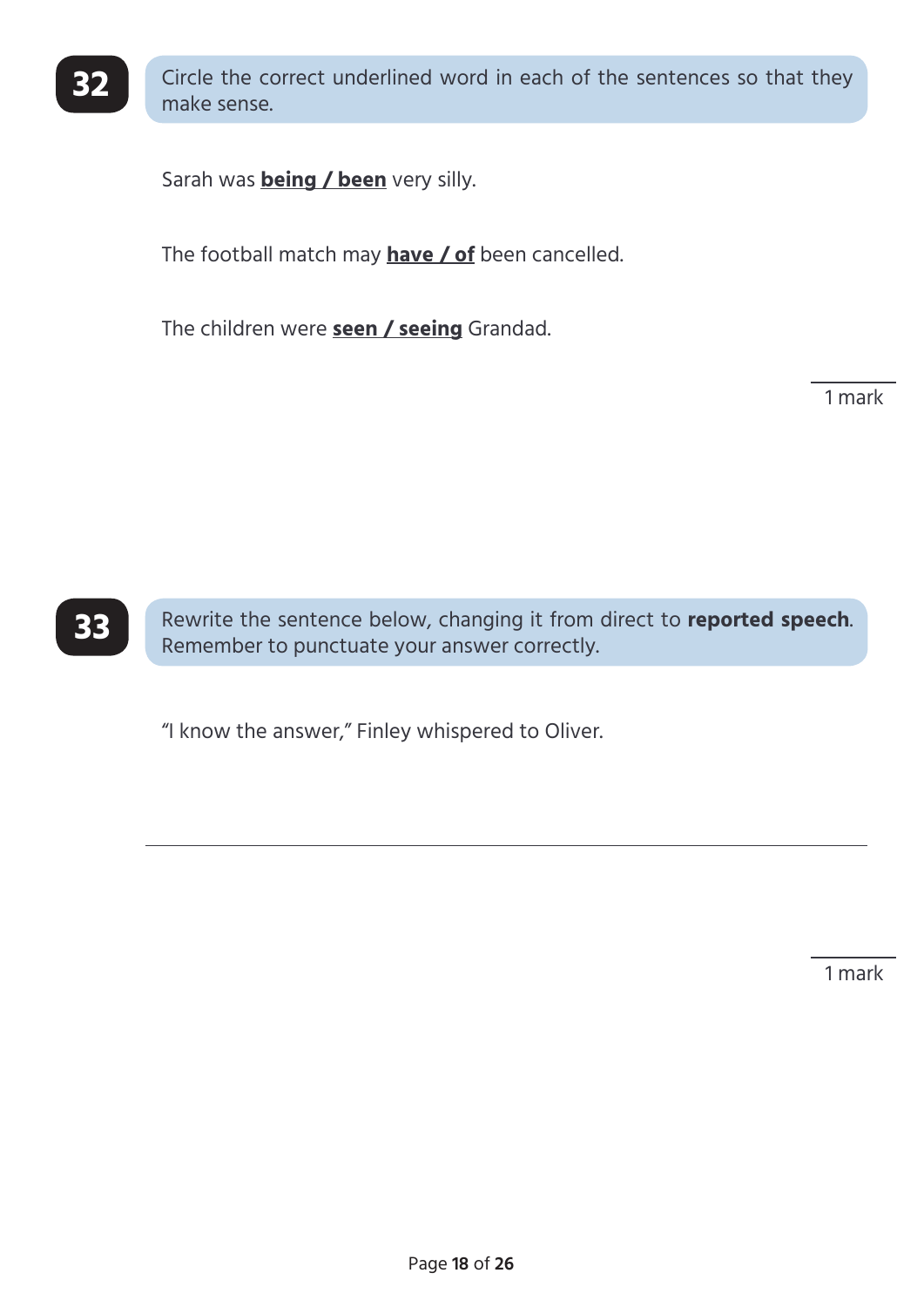**32** Circle the correct underlined word in each of the sentences so that they make sense.

Sarah was **being / been** very silly.

The football match may **have / of** been cancelled.

The children were **seen / seeing** Grandad.

1 mark

**33** Rewrite the sentence below, changing it from direct to **reported speech**. Remember to punctuate your answer correctly.

"I know the answer," Finley whispered to Oliver.

______________________________________________________________

1 mark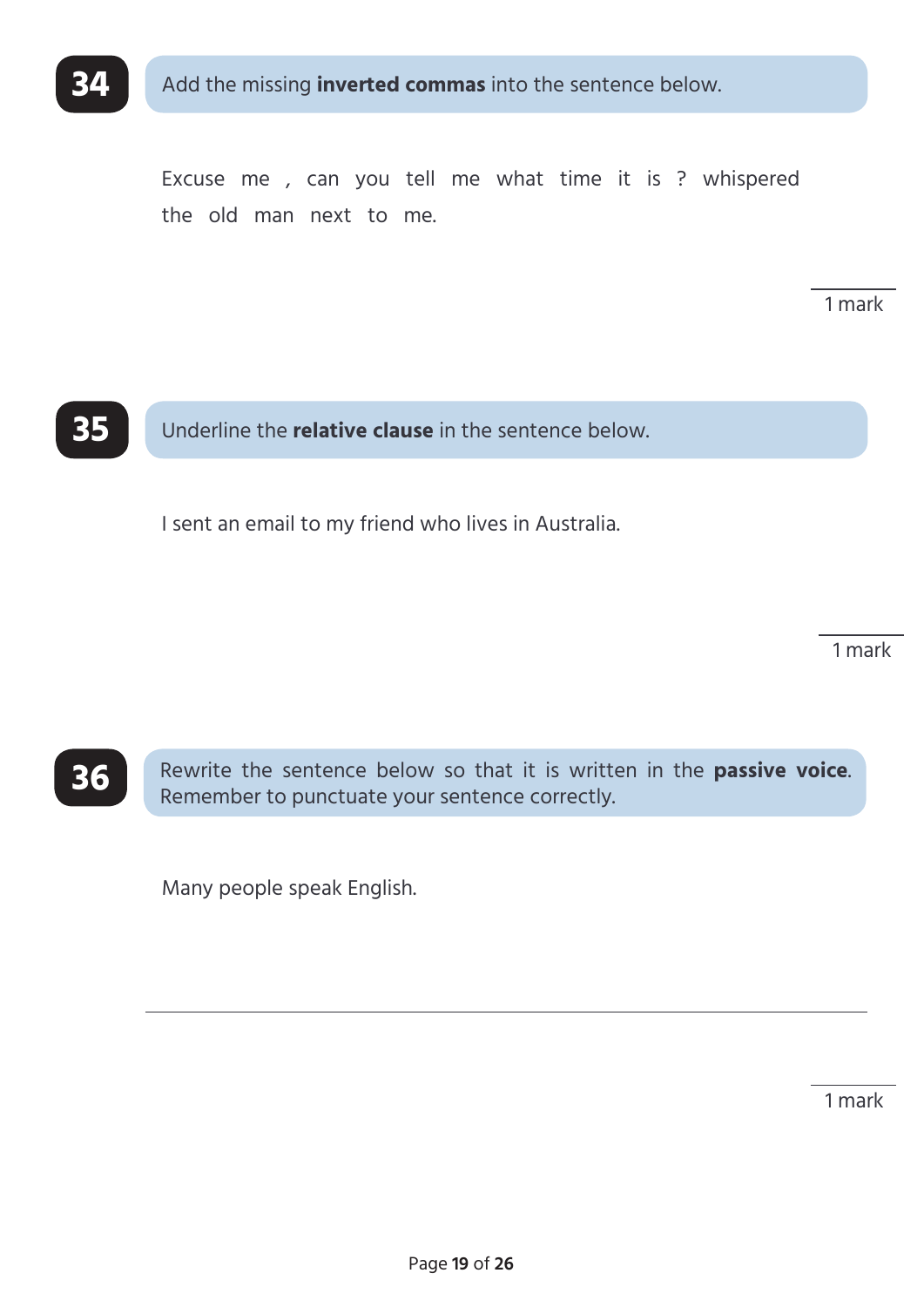**34** Add the missing **inverted commas** into the sentence below.

Excuse me , can you tell me what time it is ? whispered the old man next to me.

1 mark

**35** Underline the **relative clause** in the sentence below.

I sent an email to my friend who lives in Australia.

1 mark

**36** Rewrite the sentence below so that it is written in the **passive voice**. Remember to punctuate your sentence correctly.

Many people speak English.

\_\_\_\_\_\_\_\_\_\_\_\_\_\_\_\_\_\_\_\_\_\_\_\_\_\_\_\_\_\_\_\_\_\_\_\_\_\_\_\_\_\_\_\_\_\_\_\_

1 mark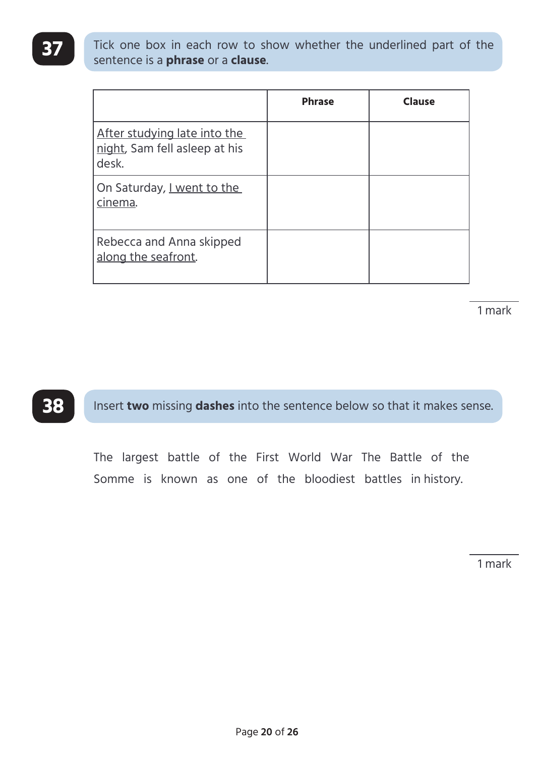**37**

Tick one box in each row to show whether the underlined part of the sentence is a **phrase** or a **clause**.

| | Phrase | Clause |
|---|---|---|
| <u>After studying late into the night</u>, Sam fell asleep at his desk. | | |
| On Saturday, <u>I went to the cinema</u>. | | |
| Rebecca and Anna skipped <u>along the seafront</u>. | | |

1 mark

**38**

Insert **two** missing **dashes** into the sentence below so that it makes sense.

The largest battle of the First World War The Battle of the Somme is known as one of the bloodiest battles in history.

1 mark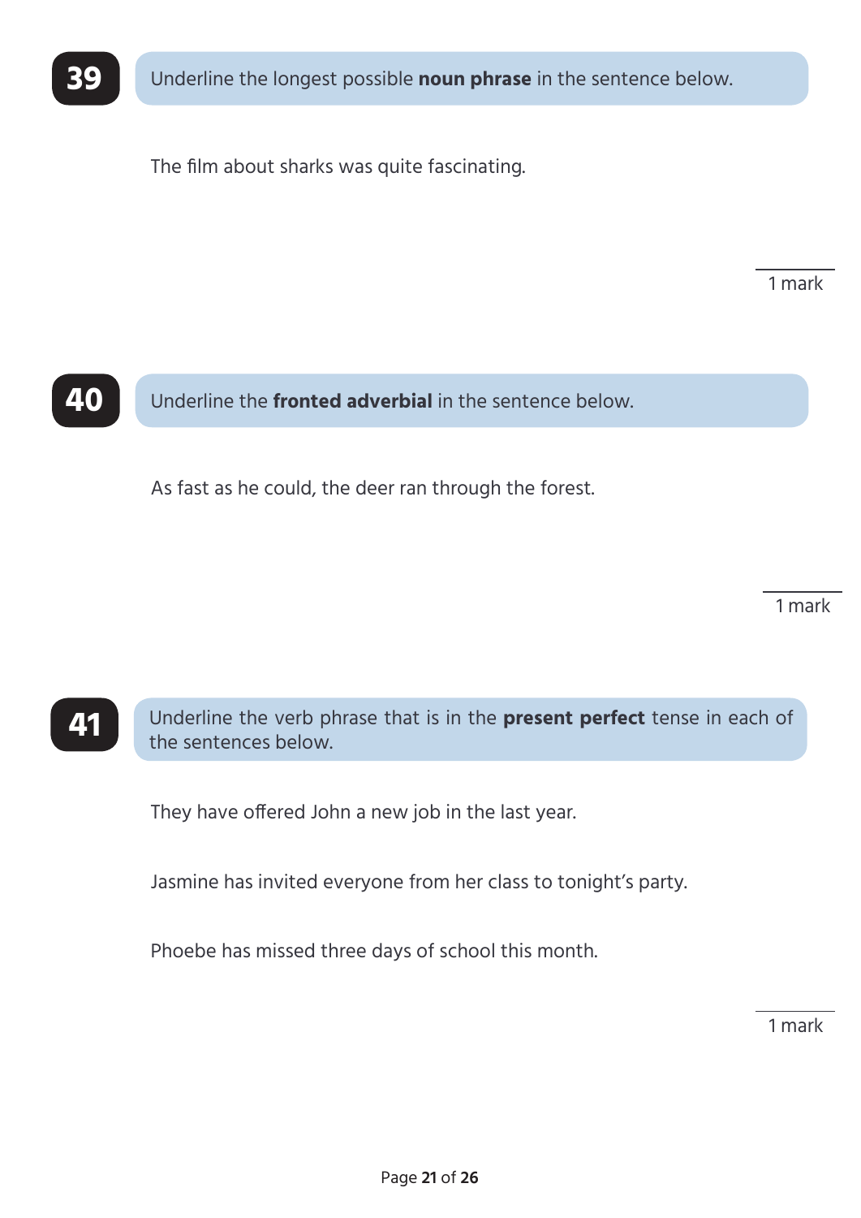**39** Underline the longest possible **noun phrase** in the sentence below.

The film about sharks was quite fascinating.

1 mark

**40** Underline the **fronted adverbial** in the sentence below.

As fast as he could, the deer ran through the forest.

1 mark

**41** Underline the verb phrase that is in the **present perfect** tense in each of the sentences below.

They have offered John a new job in the last year.

Jasmine has invited everyone from her class to tonight's party.

Phoebe has missed three days of school this month.

1 mark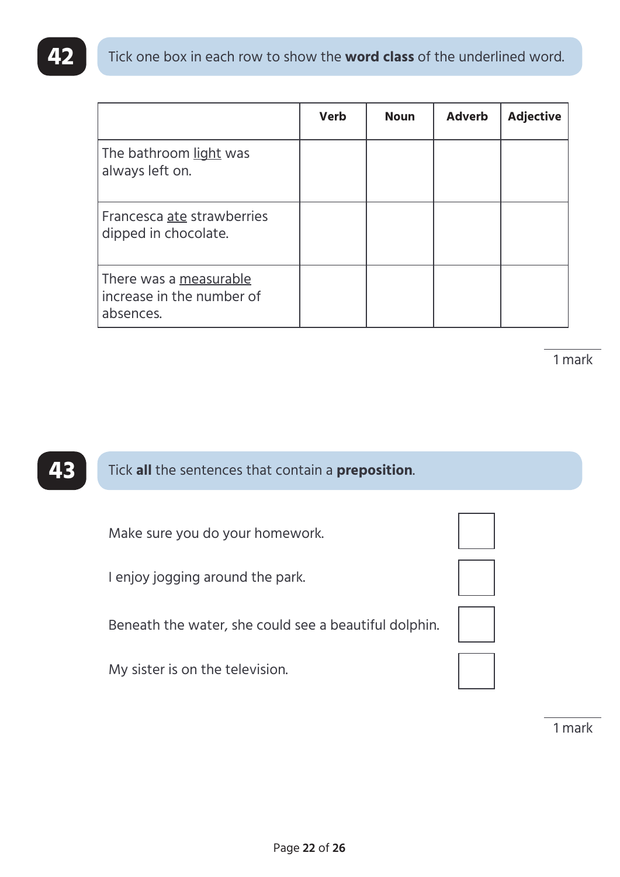**42**

Tick one box in each row to show the **word class** of the underlined word.

| | Verb | Noun | Adverb | Adjective |
|---|---|---|---|---|
| The bathroom <u>light</u> was always left on. | | | | |
| Francesca <u>ate</u> strawberries dipped in chocolate. | | | | |
| There was a <u>measurable</u> increase in the number of absences. | | | | |

1 mark

**43**

Tick **all** the sentences that contain a **preposition**.

Make sure you do your homework. ☐

I enjoy jogging around the park. ☐

Beneath the water, she could see a beautiful dolphin. ☐

My sister is on the television. ☐

1 mark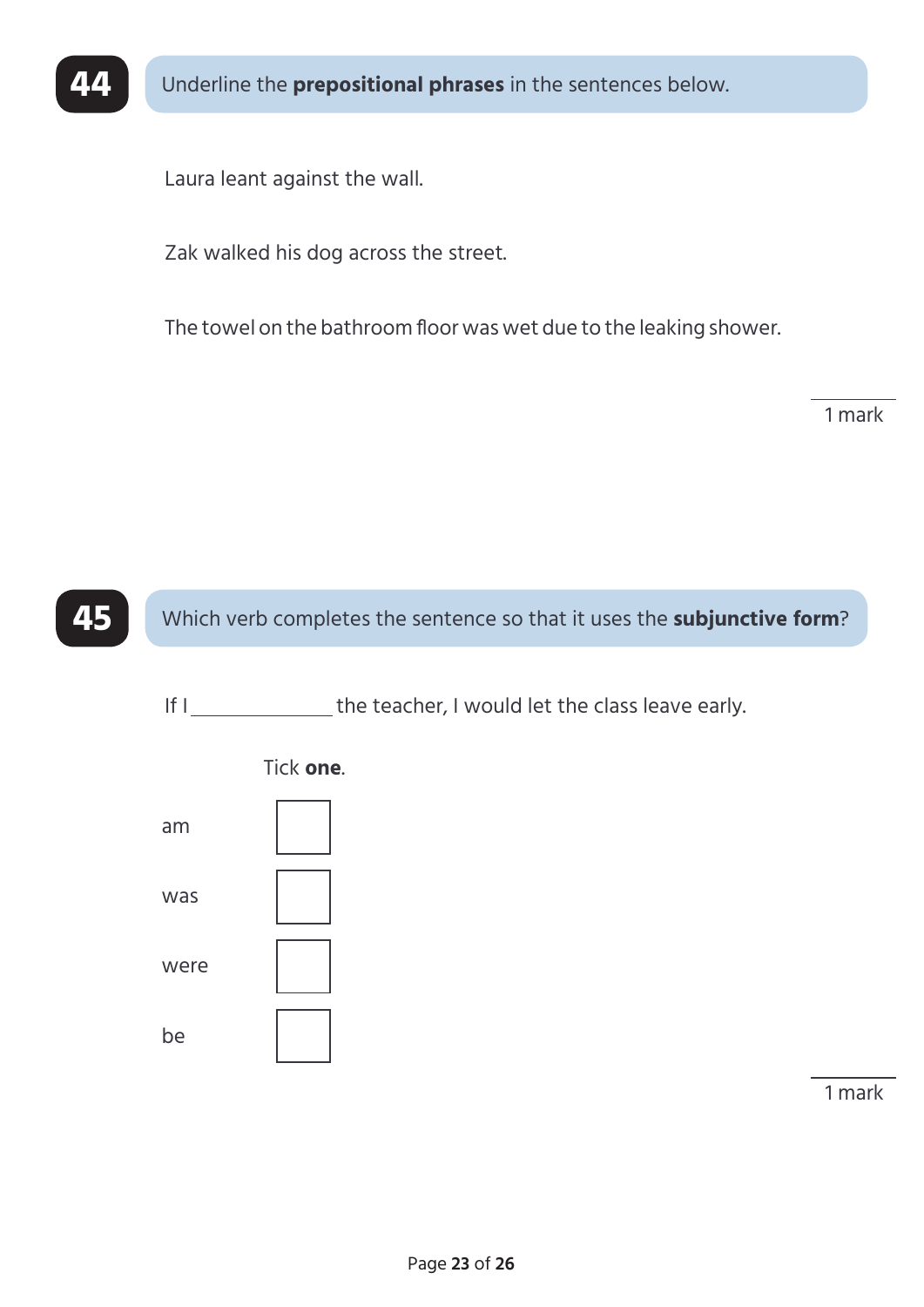## 44

Underline the **prepositional phrases** in the sentences below.

Laura leant against the wall.

Zak walked his dog across the street.

The towel on the bathroom floor was wet due to the leaking shower.

1 mark

## 45

Which verb completes the sentence so that it uses the **subjunctive form**?

If I ______________ the teacher, I would let the class leave early.

Tick **one**.

am ☐

was ☐

were ☐

be ☐

1 mark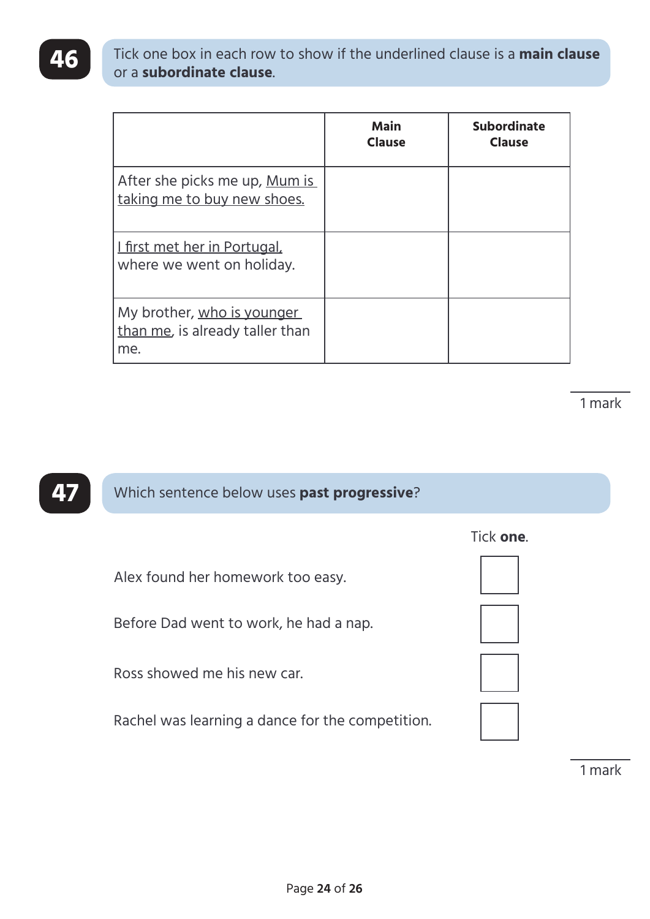## 46

Tick one box in each row to show if the underlined clause is a **main clause** or a **subordinate clause**.

| | Main Clause | Subordinate Clause |
|---|---|---|
| After she picks me up, <u>Mum is taking me to buy new shoes.</u> | | |
| <u>I first met her in Portugal,</u> where we went on holiday. | | |
| My brother, <u>who is younger than me</u>, is already taller than me. | | |

1 mark

## 47

Which sentence below uses **past progressive**?

Tick **one**.

- Alex found her homework too easy. ☐
- Before Dad went to work, he had a nap. ☐
- Ross showed me his new car. ☐
- Rachel was learning a dance for the competition. ☐

1 mark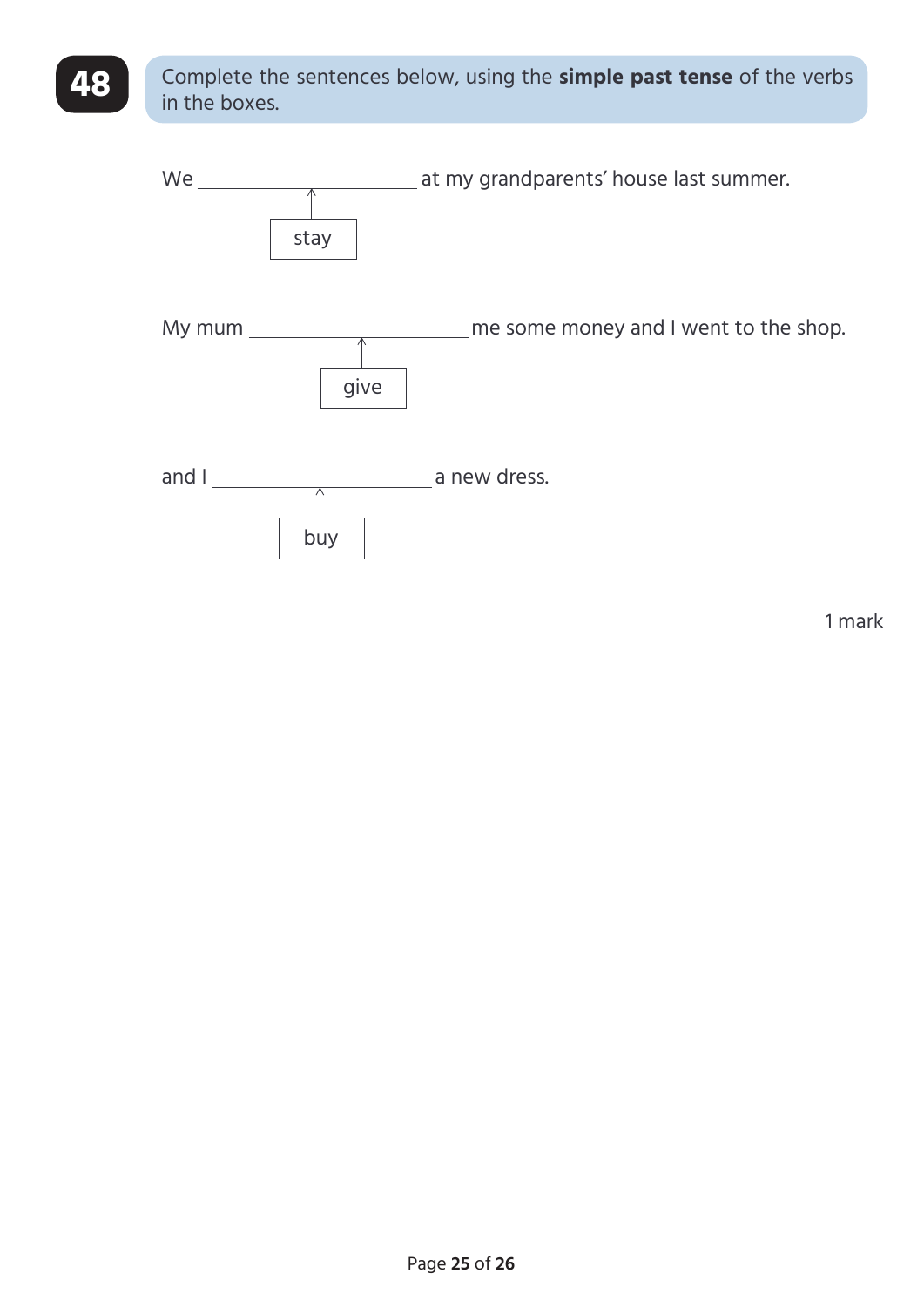**48**

Complete the sentences below, using the **simple past tense** of the verbs in the boxes.

We ____________________ at my grandparents' house last summer.

[stay]

My mum ____________________ me some money and I went to the shop.

[give]

and I ____________________ a new dress.

[buy]

1 mark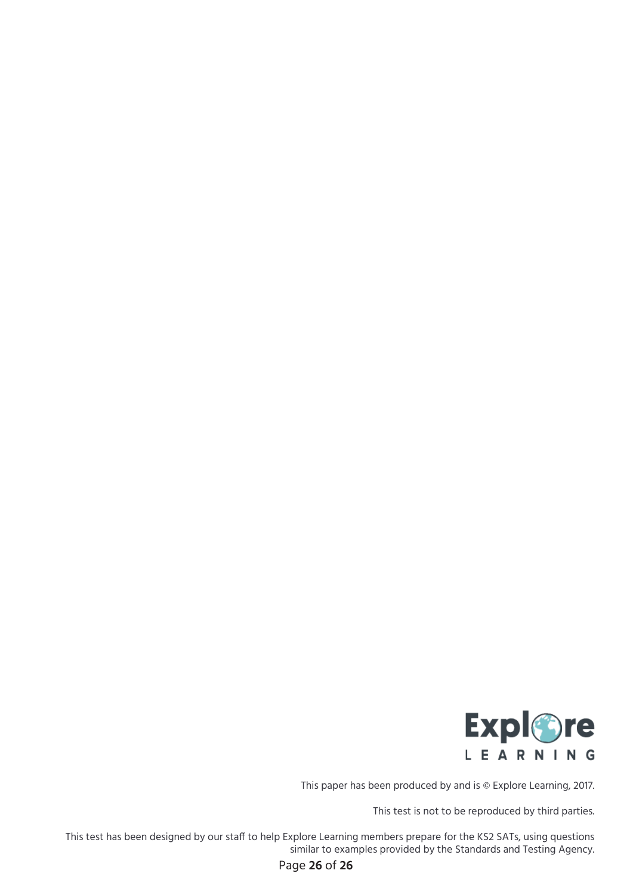Explore LEARNING

This paper has been produced by and is © Explore Learning, 2017.

This test is not to be reproduced by third parties.

This test has been designed by our staff to help Explore Learning members prepare for the KS2 SATs, using questions similar to examples provided by the Standards and Testing Agency.